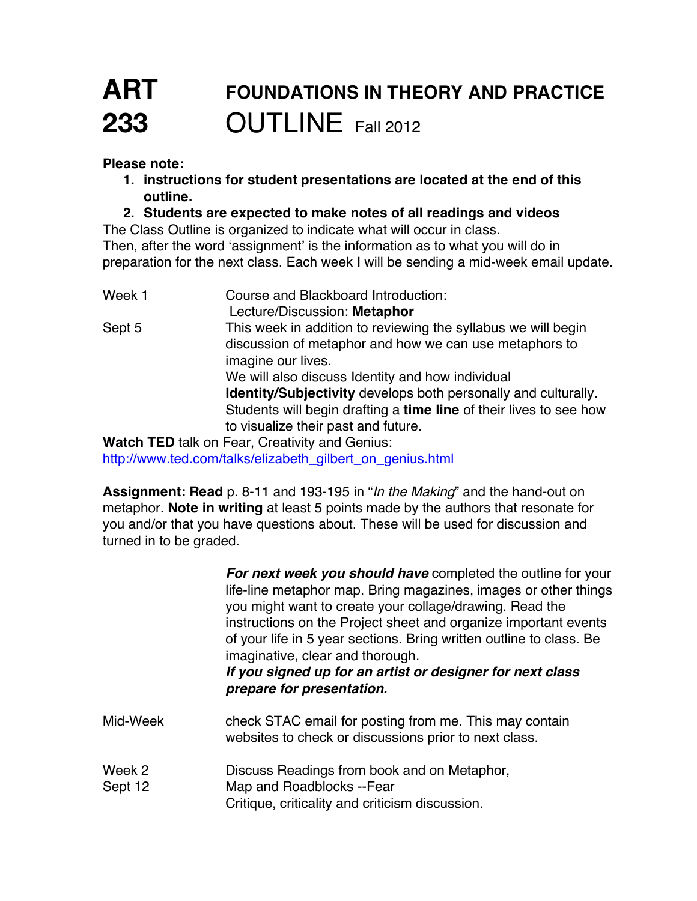# ART 233 FOUNDATIONS IN THEORY AND PRACTICE OUTLINE Fall 2012

**Please note:**

1. **instructions for student presentations are located at the end of this outline.**
2. **Students are expected to make notes of all readings and videos**

The Class Outline is organized to indicate what will occur in class.
Then, after the word 'assignment' is the information as to what you will do in preparation for the next class. Each week I will be sending a mid-week email update.

| | |
|---|---|
| Week 1<br>Sept 5 | Course and Blackboard Introduction:<br>Lecture/Discussion: **Metaphor**<br>This week in addition to reviewing the syllabus we will begin discussion of metaphor and how we can use metaphors to imagine our lives.<br>We will also discuss Identity and how individual **Identity/Subjectivity** develops both personally and culturally. Students will begin drafting a **time line** of their lives to see how to visualize their past and future. |

**Watch TED** talk on Fear, Creativity and Genius:
http://www.ted.com/talks/elizabeth_gilbert_on_genius.html

**Assignment: Read** p. 8-11 and 193-195 in "*In the Making*" and the hand-out on metaphor. **Note in writing** at least 5 points made by the authors that resonate for you and/or that you have questions about. These will be used for discussion and turned in to be graded.

***For next week you should have*** completed the outline for your life-line metaphor map. Bring magazines, images or other things you might want to create your collage/drawing. Read the instructions on the Project sheet and organize important events of your life in 5 year sections. Bring written outline to class. Be imaginative, clear and thorough.
***If you signed up for an artist or designer for next class prepare for presentation.***

| | |
|---|---|
| Mid-Week | check STAC email for posting from me. This may contain websites to check or discussions prior to next class. |
| Week 2<br>Sept 12 | Discuss Readings from book and on Metaphor,<br>Map and Roadblocks --Fear<br>Critique, criticality and criticism discussion. |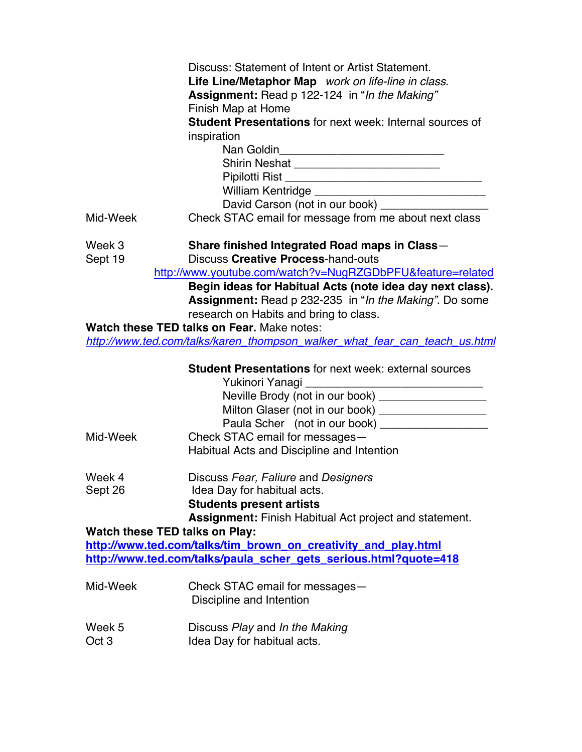| | |
|---|---|
| | Discuss: Statement of Intent or Artist Statement. |
| | **Life Line/Metaphor Map** *work on life-line in class.* |
| | **Assignment:** Read p 122-124 in "*In the Making"* |
| | Finish Map at Home |
| | **Student Presentations** for next week: Internal sources of inspiration |
| | Nan Goldin__________________________ |
| | Shirin Neshat _______________________ |
| | Pipilotti Rist _______________________________ |
| | William Kentridge ___________________________ |
| | David Carson (not in our book) ________________ |
| Mid-Week | Check STAC email for message from me about next class |

Week 3
Sept 19

**Share finished Integrated Road maps in Class**—
Discuss **Creative Process**-hand-outs
http://www.youtube.com/watch?v=NugRZGDbPFU&feature=related
**Begin ideas for Habitual Acts (note idea day next class).**
**Assignment:** Read p 232-235 in "*In the Making"*. Do some research on Habits and bring to class.

**Watch these TED talks on Fear.** Make notes:
*http://www.ted.com/talks/karen_thompson_walker_what_fear_can_teach_us.html*

**Student Presentations** for next week: external sources
Yukinori Yanagi ____________________________
Neville Brody (not in our book) ________________
Milton Glaser (not in our book) ________________
Paula Scher (not in our book) ________________

Mid-Week
Check STAC email for messages—
Habitual Acts and Discipline and Intention

Week 4
Sept 26

Discuss *Fear, Faliure* and *Designers*
Idea Day for habitual acts.
**Students present artists**
**Assignment:** Finish Habitual Act project and statement.

**Watch these TED talks on Play:**
**http://www.ted.com/talks/tim_brown_on_creativity_and_play.html**
**http://www.ted.com/talks/paula_scher_gets_serious.html?quote=418**

Mid-Week
Check STAC email for messages—
Discipline and Intention

Week 5
Oct 3

Discuss *Play* and *In the Making*
Idea Day for habitual acts.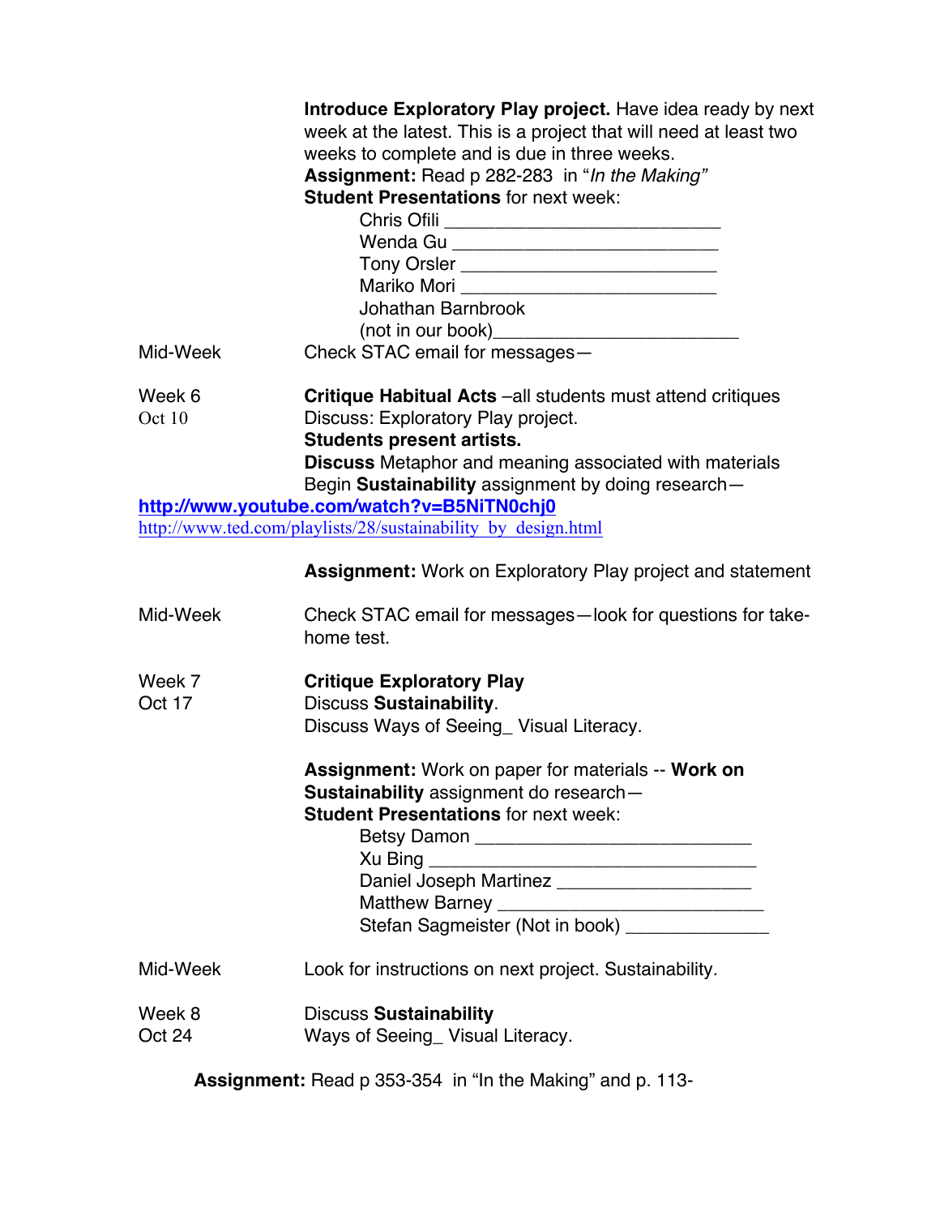| | |
|---|---|
| | **Introduce Exploratory Play project.** Have idea ready by next week at the latest. This is a project that will need at least two weeks to complete and is due in three weeks. |
| | **Assignment:** Read p 282-283 in "*In the Making"* |
| | **Student Presentations** for next week: |
| | Chris Ofili ___________________________ |
| | Wenda Gu ___________________________ |
| | Tony Orsler ___________________________ |
| | Mariko Mori ___________________________ |
| | Johathan Barnbrook (not in our book)________________________ |
| Mid-Week | Check STAC email for messages— |
| Week 6 Oct 10 | **Critique Habitual Acts** –all students must attend critiques |
| | Discuss: Exploratory Play project. |
| | **Students present artists.** |
| | **Discuss** Metaphor and meaning associated with materials |
| | Begin **Sustainability** assignment by doing research— |

**http://www.youtube.com/watch?v=B5NiTN0chj0**
http://www.ted.com/playlists/28/sustainability_by_design.html

| | |
|---|---|
| | **Assignment:** Work on Exploratory Play project and statement |
| Mid-Week | Check STAC email for messages—look for questions for take-home test. |
| Week 7 Oct 17 | **Critique Exploratory Play** |
| | Discuss **Sustainability**. |
| | Discuss Ways of Seeing_ Visual Literacy. |
| | **Assignment:** Work on paper for materials -- **Work on Sustainability** assignment do research— |
| | **Student Presentations** for next week: |
| | Betsy Damon ___________________________ |
| | Xu Bing _________________________________ |
| | Daniel Joseph Martinez ___________________ |
| | Matthew Barney __________________________ |
| | Stefan Sagmeister (Not in book) ______________ |
| Mid-Week | Look for instructions on next project. Sustainability. |
| Week 8 Oct 24 | Discuss **Sustainability** |
| | Ways of Seeing_ Visual Literacy. |

**Assignment:** Read p 353-354 in "In the Making" and p. 113-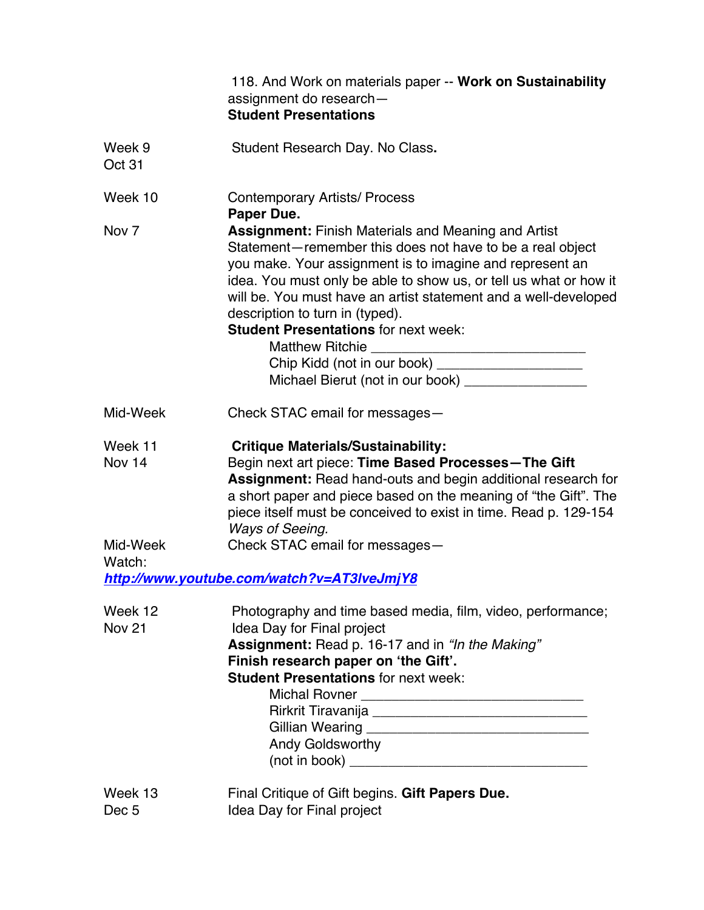118. And Work on materials paper -- **Work on Sustainability** assignment do research—
**Student Presentations**

| | |
|---|---|
| Week 9<br>Oct 31 | Student Research Day. No Class**.** |
| Week 10<br><br>Nov 7 | Contemporary Artists/ Process<br>**Paper Due.**<br>**Assignment:** Finish Materials and Meaning and Artist Statement—remember this does not have to be a real object you make. Your assignment is to imagine and represent an idea. You must only be able to show us, or tell us what or how it will be. You must have an artist statement and a well-developed description to turn in (typed).<br>**Student Presentations** for next week:<br>Matthew Ritchie ______________________________<br>Chip Kidd (not in our book) ____________________<br>Michael Bierut (not in our book) _________________ |
| Mid-Week | Check STAC email for messages— |
| Week 11<br>Nov 14 | **Critique Materials/Sustainability:**<br>Begin next art piece: **Time Based Processes—The Gift**<br>**Assignment:** Read hand-outs and begin additional research for a short paper and piece based on the meaning of "the Gift". The piece itself must be conceived to exist in time. Read p. 129-154 *Ways of Seeing.* |
| Mid-Week<br>Watch: | Check STAC email for messages— |

***http://www.youtube.com/watch?v=AT3lveJmjY8***

| | |
|---|---|
| Week 12<br>Nov 21 | Photography and time based media, film, video, performance; Idea Day for Final project<br>**Assignment:** Read p. 16-17 and in *"In the Making"*<br>**Finish research paper on 'the Gift'.**<br>**Student Presentations** for next week:<br>Michal Rovner ______________________________<br>Rirkrit Tiravanija ______________________________<br>Gillian Wearing ______________________________<br>Andy Goldsworthy<br>(not in book) ________________________________ |
| Week 13<br>Dec 5 | Final Critique of Gift begins. **Gift Papers Due.**<br>Idea Day for Final project |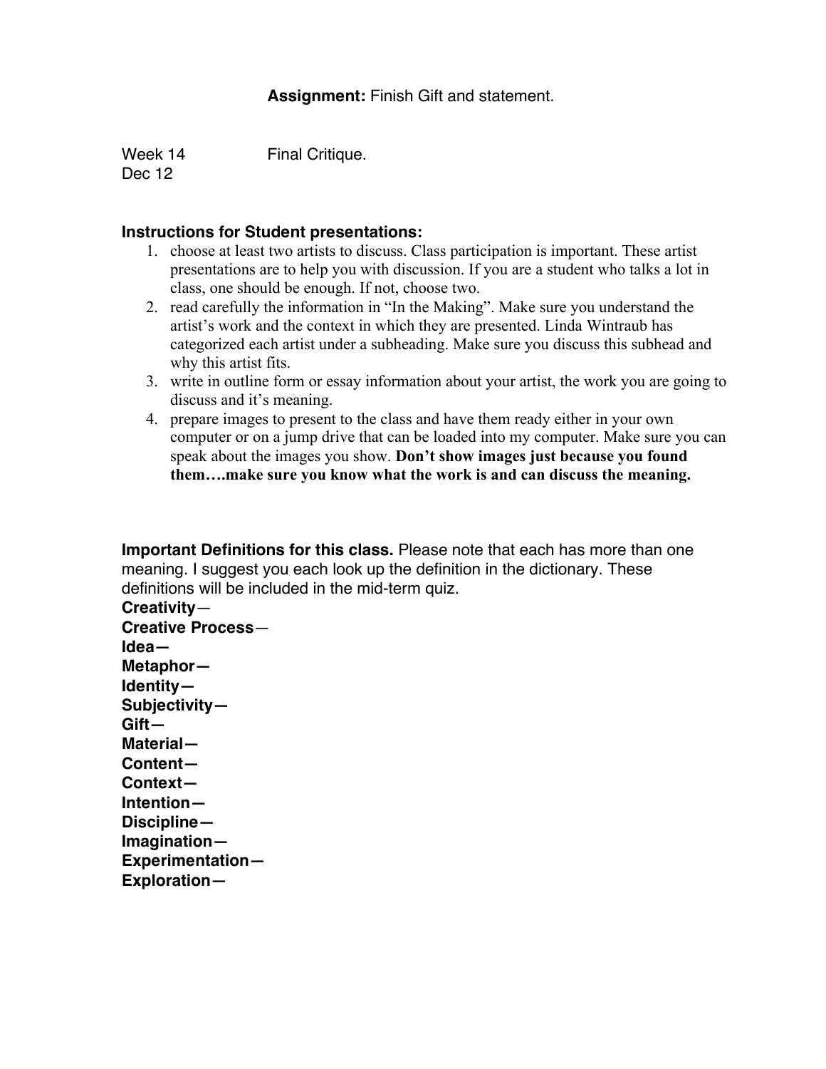**Assignment:** Finish Gift and statement.

Week 14 Dec 12 — Final Critique.

**Instructions for Student presentations:**

1. choose at least two artists to discuss. Class participation is important. These artist presentations are to help you with discussion. If you are a student who talks a lot in class, one should be enough. If not, choose two.
2. read carefully the information in "In the Making". Make sure you understand the artist's work and the context in which they are presented. Linda Wintraub has categorized each artist under a subheading. Make sure you discuss this subhead and why this artist fits.
3. write in outline form or essay information about your artist, the work you are going to discuss and it's meaning.
4. prepare images to present to the class and have them ready either in your own computer or on a jump drive that can be loaded into my computer. Make sure you can speak about the images you show. **Don't show images just because you found them….make sure you know what the work is and can discuss the meaning.**

**Important Definitions for this class.** Please note that each has more than one meaning. I suggest you each look up the definition in the dictionary. These definitions will be included in the mid-term quiz.

**Creativity**—
**Creative Process**—
**Idea—**
**Metaphor—**
**Identity—**
**Subjectivity—**
**Gift—**
**Material—**
**Content—**
**Context—**
**Intention—**
**Discipline—**
**Imagination—**
**Experimentation—**
**Exploration—**